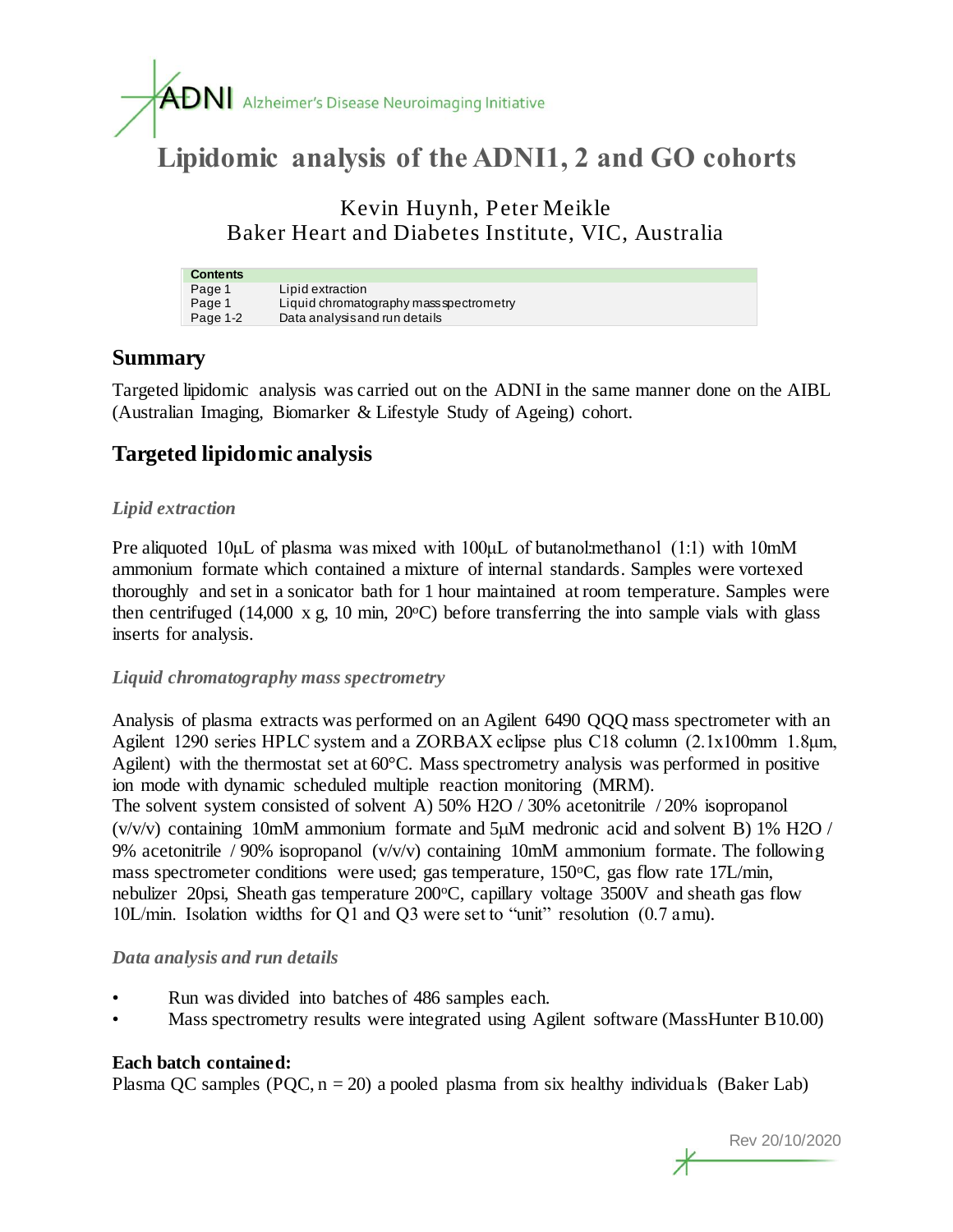ADNI Alzheimer's Disease Neuroimaging Initiative

# Lipidomic analysis of the ADNI1, 2 and GO cohorts

Kevin Huynh, Peter Meikle
Baker Heart and Diabetes Institute, VIC, Australia

| Contents | |
|---|---|
| Page 1 | Lipid extraction |
| Page 1 | Liquid chromatography mass spectrometry |
| Page 1-2 | Data analysis and run details |

## Summary

Targeted lipidomic analysis was carried out on the ADNI in the same manner done on the AIBL (Australian Imaging, Biomarker & Lifestyle Study of Ageing) cohort.

## Targeted lipidomic analysis

### *Lipid extraction*

Pre aliquoted 10µL of plasma was mixed with 100µL of butanol:methanol (1:1) with 10mM ammonium formate which contained a mixture of internal standards. Samples were vortexed thoroughly and set in a sonicator bath for 1 hour maintained at room temperature. Samples were then centrifuged (14,000 x g, 10 min, 20°C) before transferring the into sample vials with glass inserts for analysis.

### *Liquid chromatography mass spectrometry*

Analysis of plasma extracts was performed on an Agilent 6490 QQQ mass spectrometer with an Agilent 1290 series HPLC system and a ZORBAX eclipse plus C18 column (2.1x100mm 1.8µm, Agilent) with the thermostat set at 60°C. Mass spectrometry analysis was performed in positive ion mode with dynamic scheduled multiple reaction monitoring (MRM).
The solvent system consisted of solvent A) 50% $H_2O$ / 30% acetonitrile / 20% isopropanol (v/v/v) containing 10mM ammonium formate and 5µM medronic acid and solvent B) 1% $H_2O$ / 9% acetonitrile / 90% isopropanol (v/v/v) containing 10mM ammonium formate. The following mass spectrometer conditions were used; gas temperature, 150°C, gas flow rate 17L/min, nebulizer 20psi, Sheath gas temperature 200°C, capillary voltage 3500V and sheath gas flow 10L/min. Isolation widths for Q1 and Q3 were set to "unit" resolution (0.7 amu).

### *Data analysis and run details*

- Run was divided into batches of 486 samples each.
- Mass spectrometry results were integrated using Agilent software (MassHunter B10.00)

**Each batch contained:**
Plasma QC samples (PQC, n = 20) a pooled plasma from six healthy individuals (Baker Lab)

Rev 20/10/2020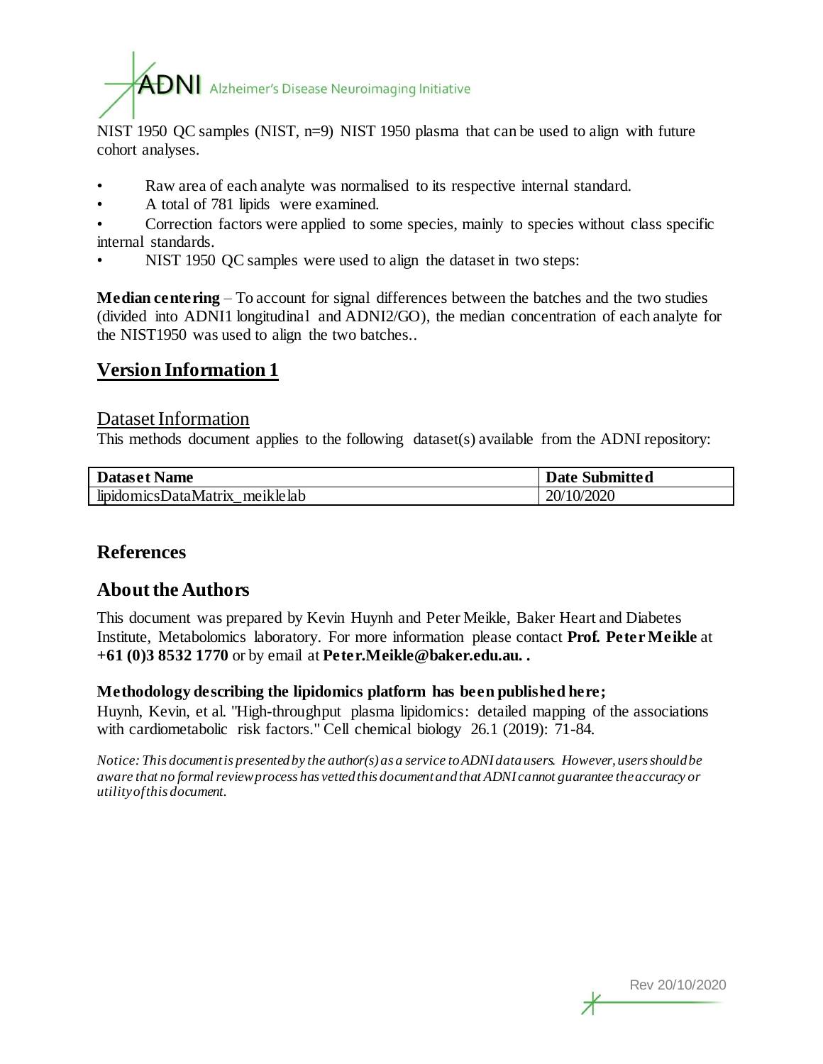NIST 1950 QC samples (NIST, n=9) NIST 1950 plasma that can be used to align with future cohort analyses.

- Raw area of each analyte was normalised to its respective internal standard.
- A total of 781 lipids were examined.
- Correction factors were applied to some species, mainly to species without class specific internal standards.
- NIST 1950 QC samples were used to align the dataset in two steps:

**Median centering** – To account for signal differences between the batches and the two studies (divided into ADNI1 longitudinal and ADNI2/GO), the median concentration of each analyte for the NIST1950 was used to align the two batches..

## Version Information 1

### Dataset Information

This methods document applies to the following dataset(s) available from the ADNI repository:

| Dataset Name | Date Submitted |
| --- | --- |
| lipidomicsDataMatrix_meiklelab | 20/10/2020 |

## References

## About the Authors

This document was prepared by Kevin Huynh and Peter Meikle, Baker Heart and Diabetes Institute, Metabolomics laboratory. For more information please contact **Prof. Peter Meikle** at **+61 (0)3 8532 1770** or by email at **Peter.Meikle@baker.edu.au. .**

**Methodology describing the lipidomics platform has been published here;**
Huynh, Kevin, et al. "High-throughput plasma lipidomics: detailed mapping of the associations with cardiometabolic risk factors." Cell chemical biology 26.1 (2019): 71-84.

*Notice: This document is presented by the author(s) as a service to ADNI data users. However, users should be aware that no formal review process has vetted this document and that ADNI cannot guarantee the accuracy or utility of this document.*